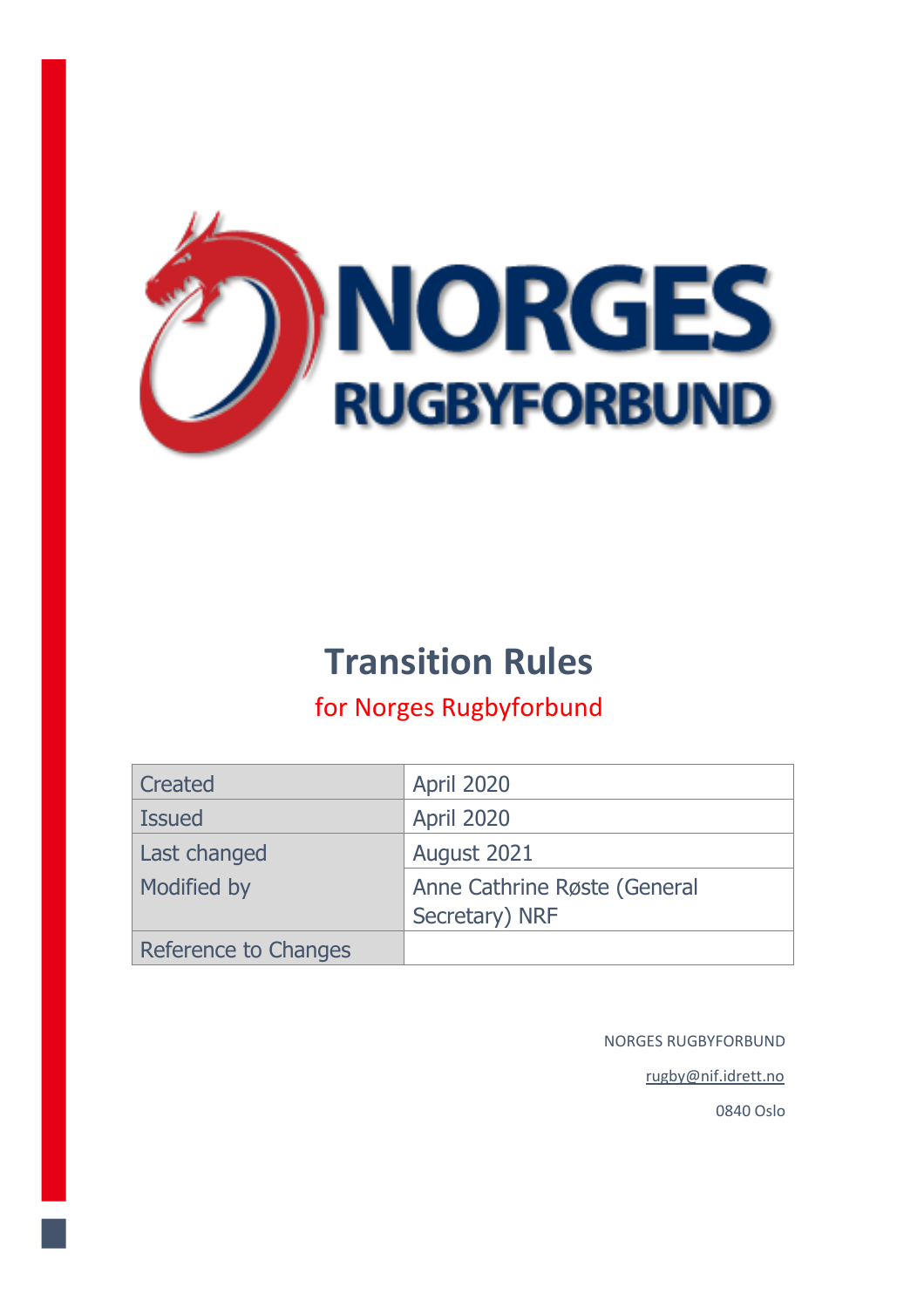NORGES RUGBYFORBUND

# Transition Rules

## for Norges Rugbyforbund

| Created | April 2020 |
|---|---|
| Issued | April 2020 |
| Last changed | August 2021 |
| Modified by | Anne Cathrine Røste (General Secretary) NRF |
| Reference to Changes | |

NORGES RUGBYFORBUND

rugby@nif.idrett.no

0840 Oslo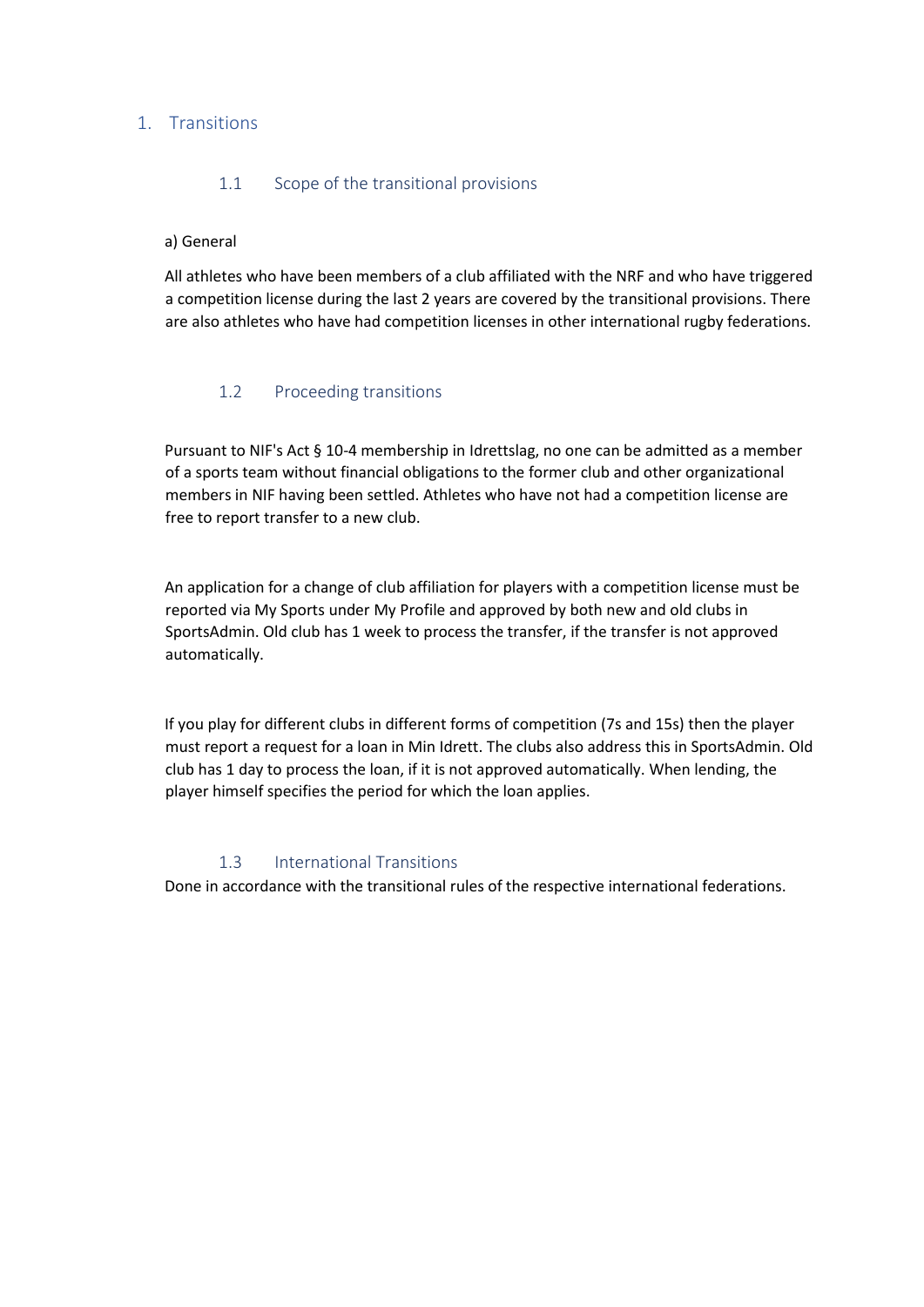# 1. Transitions

## 1.1 Scope of the transitional provisions

a) General

All athletes who have been members of a club affiliated with the NRF and who have triggered a competition license during the last 2 years are covered by the transitional provisions. There are also athletes who have had competition licenses in other international rugby federations.

## 1.2 Proceeding transitions

Pursuant to NIF's Act § 10-4 membership in Idrettslag, no one can be admitted as a member of a sports team without financial obligations to the former club and other organizational members in NIF having been settled. Athletes who have not had a competition license are free to report transfer to a new club.

An application for a change of club affiliation for players with a competition license must be reported via My Sports under My Profile and approved by both new and old clubs in SportsAdmin. Old club has 1 week to process the transfer, if the transfer is not approved automatically.

If you play for different clubs in different forms of competition (7s and 15s) then the player must report a request for a loan in Min Idrett. The clubs also address this in SportsAdmin. Old club has 1 day to process the loan, if it is not approved automatically. When lending, the player himself specifies the period for which the loan applies.

## 1.3 International Transitions

Done in accordance with the transitional rules of the respective international federations.